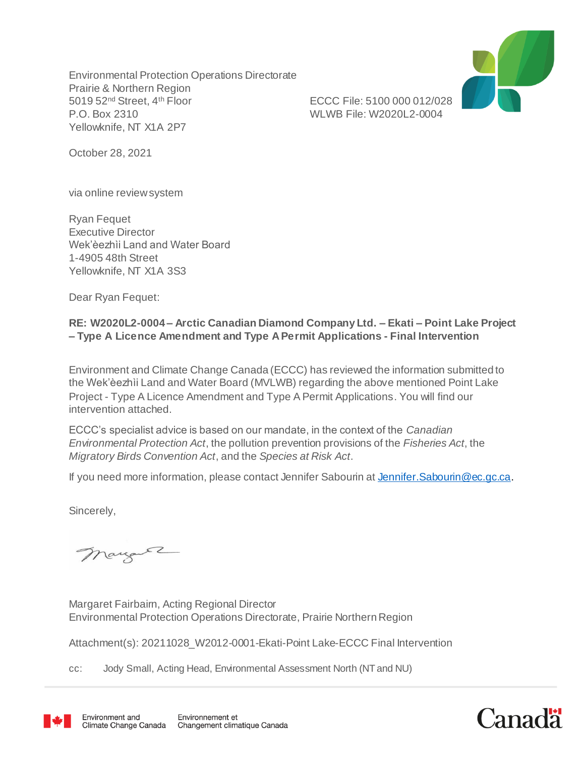Environmental Protection Operations Directorate
Prairie & Northern Region
5019 52nd Street, 4th Floor
P.O. Box 2310
Yellowknife, NT X1A 2P7

ECCC File: 5100 000 012/028
WLWB File: W2020L2-0004

October 28, 2021

via online review system

Ryan Fequet
Executive Director
Wek'èezhìi Land and Water Board
1-4905 48th Street
Yellowknife, NT X1A 3S3

Dear Ryan Fequet:

**RE: W2020L2-0004 – Arctic Canadian Diamond Company Ltd. – Ekati – Point Lake Project – Type A Licence Amendment and Type A Permit Applications - Final Intervention**

Environment and Climate Change Canada (ECCC) has reviewed the information submitted to the Wek'èezhìi Land and Water Board (MVLWB) regarding the above mentioned Point Lake Project - Type A Licence Amendment and Type A Permit Applications. You will find our intervention attached.

ECCC's specialist advice is based on our mandate, in the context of the *Canadian Environmental Protection Act*, the pollution prevention provisions of the *Fisheries Act*, the *Migratory Birds Convention Act*, and the *Species at Risk Act*.

If you need more information, please contact Jennifer Sabourin at Jennifer.Sabourin@ec.gc.ca.

Sincerely,

Margaret Fairbairn, Acting Regional Director
Environmental Protection Operations Directorate, Prairie Northern Region

Attachment(s): 20211028_W2012-0001-Ekati-Point Lake-ECCC Final Intervention

cc: Jody Small, Acting Head, Environmental Assessment North (NT and NU)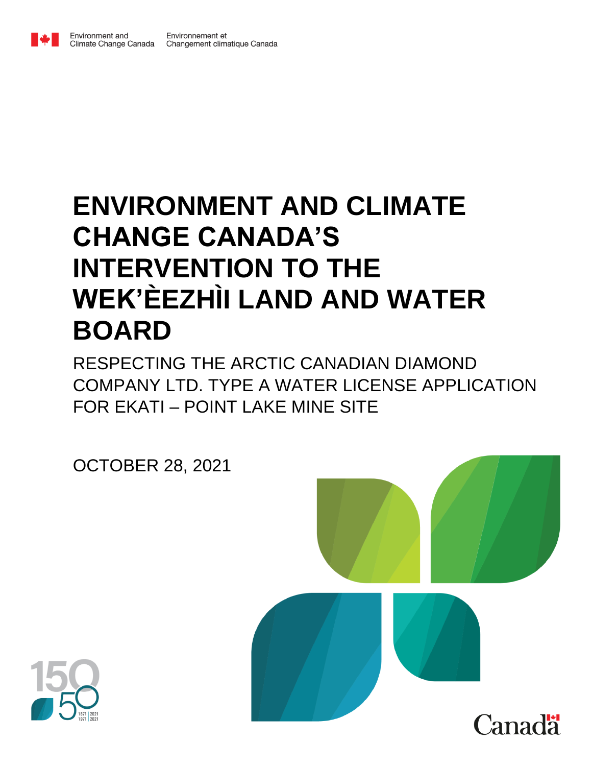Environment and Climate Change Canada / Environnement et Changement climatique Canada

# ENVIRONMENT AND CLIMATE CHANGE CANADA'S INTERVENTION TO THE WEK'ÈEZHÌI LAND AND WATER BOARD

RESPECTING THE ARCTIC CANADIAN DIAMOND COMPANY LTD. TYPE A WATER LICENSE APPLICATION FOR EKATI – POINT LAKE MINE SITE

OCTOBER 28, 2021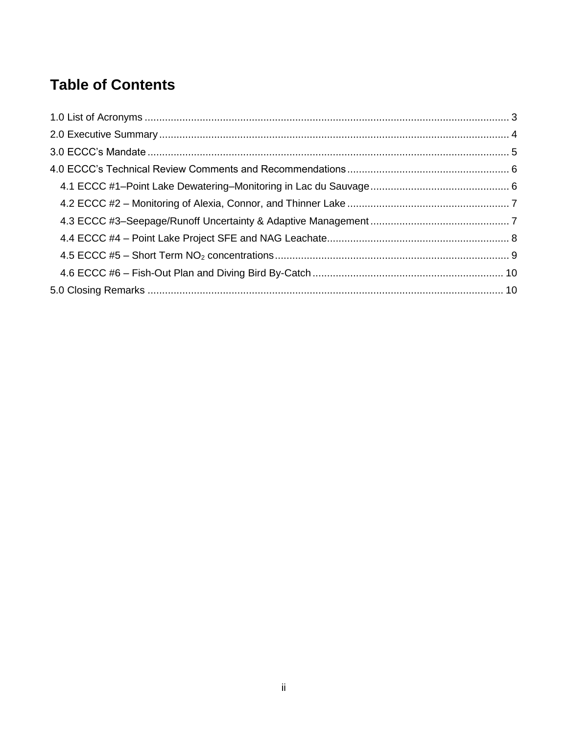# Table of Contents

1.0 List of Acronyms ..... 3

2.0 Executive Summary ..... 4

3.0 ECCC's Mandate ..... 5

4.0 ECCC's Technical Review Comments and Recommendations ..... 6

- 4.1 ECCC #1–Point Lake Dewatering–Monitoring in Lac du Sauvage ..... 6
- 4.2 ECCC #2 – Monitoring of Alexia, Connor, and Thinner Lake ..... 7
- 4.3 ECCC #3–Seepage/Runoff Uncertainty & Adaptive Management ..... 7
- 4.4 ECCC #4 – Point Lake Project SFE and NAG Leachate ..... 8
- 4.5 ECCC #5 – Short Term $NO_2$ concentrations ..... 9
- 4.6 ECCC #6 – Fish-Out Plan and Diving Bird By-Catch ..... 10

5.0 Closing Remarks ..... 10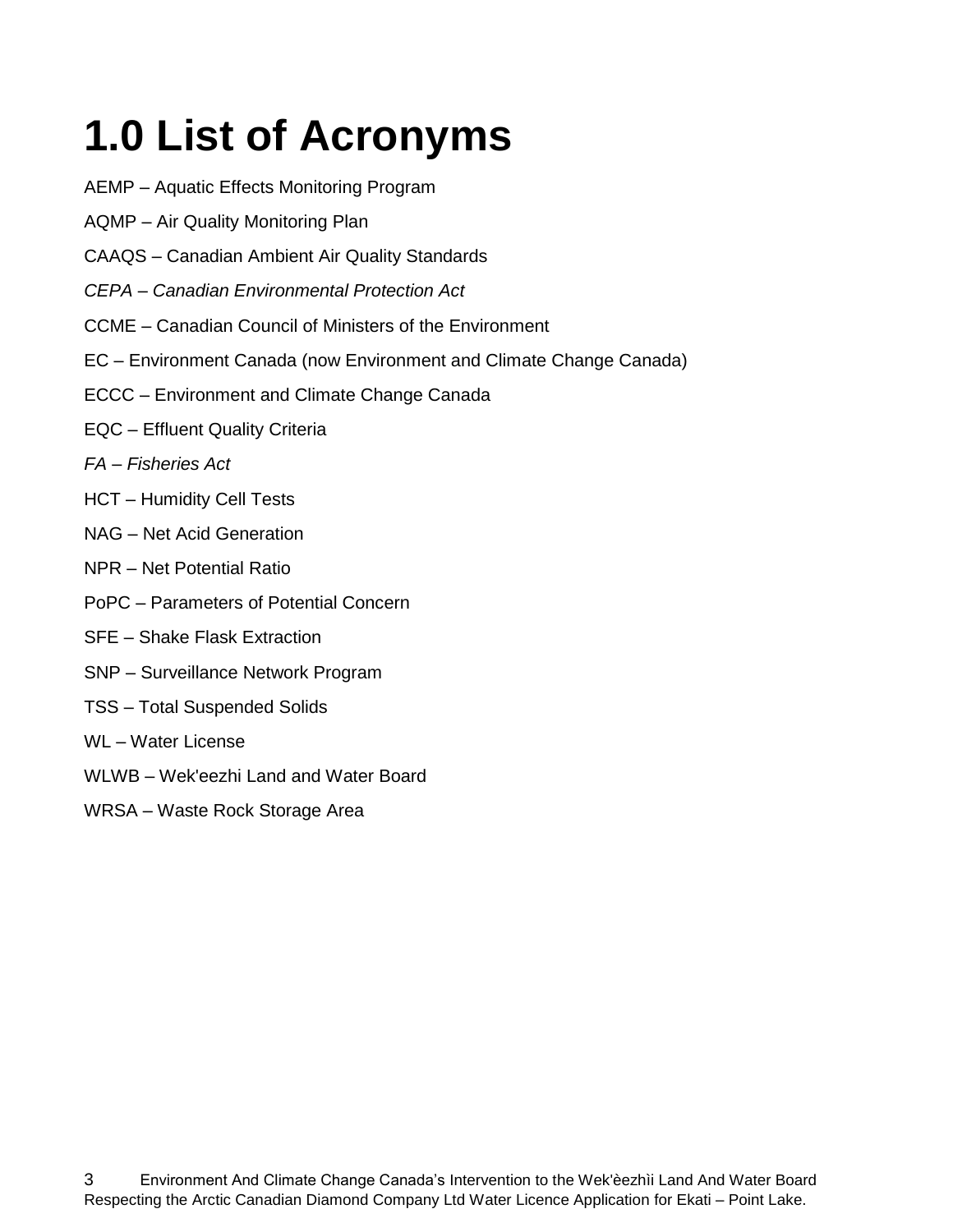# 1.0 List of Acronyms

AEMP – Aquatic Effects Monitoring Program

AQMP – Air Quality Monitoring Plan

CAAQS – Canadian Ambient Air Quality Standards

*CEPA – Canadian Environmental Protection Act*

CCME – Canadian Council of Ministers of the Environment

EC – Environment Canada (now Environment and Climate Change Canada)

ECCC – Environment and Climate Change Canada

EQC – Effluent Quality Criteria

*FA – Fisheries Act*

HCT – Humidity Cell Tests

NAG – Net Acid Generation

NPR – Net Potential Ratio

PoPC – Parameters of Potential Concern

SFE – Shake Flask Extraction

SNP – Surveillance Network Program

TSS – Total Suspended Solids

WL – Water License

WLWB – Wek'eezhi Land and Water Board

WRSA – Waste Rock Storage Area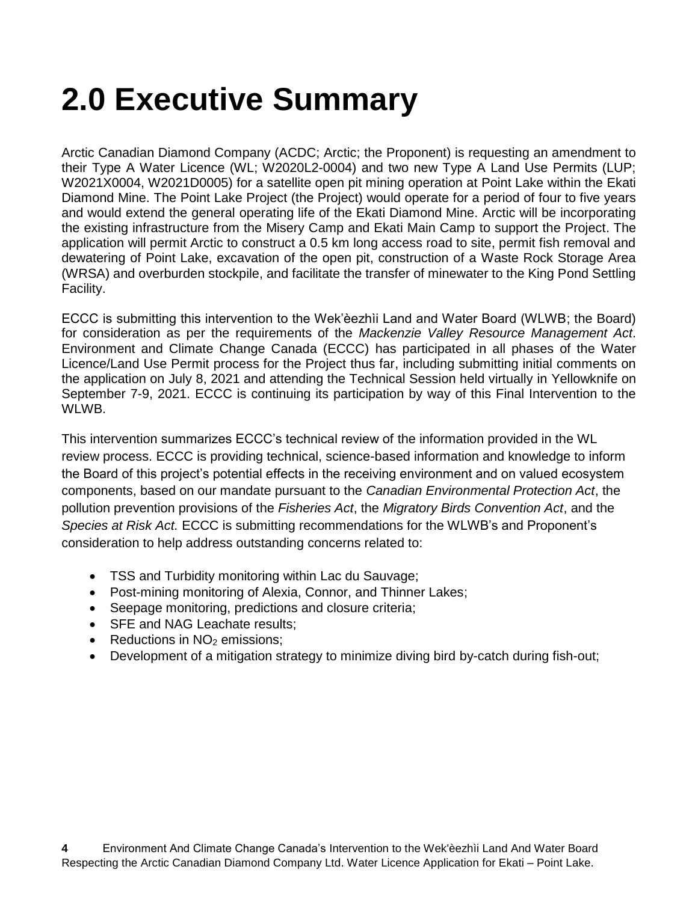# 2.0 Executive Summary

Arctic Canadian Diamond Company (ACDC; Arctic; the Proponent) is requesting an amendment to their Type A Water Licence (WL; W2020L2-0004) and two new Type A Land Use Permits (LUP; W2021X0004, W2021D0005) for a satellite open pit mining operation at Point Lake within the Ekati Diamond Mine. The Point Lake Project (the Project) would operate for a period of four to five years and would extend the general operating life of the Ekati Diamond Mine. Arctic will be incorporating the existing infrastructure from the Misery Camp and Ekati Main Camp to support the Project. The application will permit Arctic to construct a 0.5 km long access road to site, permit fish removal and dewatering of Point Lake, excavation of the open pit, construction of a Waste Rock Storage Area (WRSA) and overburden stockpile, and facilitate the transfer of minewater to the King Pond Settling Facility.

ECCC is submitting this intervention to the Wek'èezhìi Land and Water Board (WLWB; the Board) for consideration as per the requirements of the *Mackenzie Valley Resource Management Act*. Environment and Climate Change Canada (ECCC) has participated in all phases of the Water Licence/Land Use Permit process for the Project thus far, including submitting initial comments on the application on July 8, 2021 and attending the Technical Session held virtually in Yellowknife on September 7-9, 2021. ECCC is continuing its participation by way of this Final Intervention to the WLWB.

This intervention summarizes ECCC's technical review of the information provided in the WL review process. ECCC is providing technical, science-based information and knowledge to inform the Board of this project's potential effects in the receiving environment and on valued ecosystem components, based on our mandate pursuant to the *Canadian Environmental Protection Act*, the pollution prevention provisions of the *Fisheries Act*, the *Migratory Birds Convention Act*, and the *Species at Risk Act.* ECCC is submitting recommendations for the WLWB's and Proponent's consideration to help address outstanding concerns related to:

- TSS and Turbidity monitoring within Lac du Sauvage;
- Post-mining monitoring of Alexia, Connor, and Thinner Lakes;
- Seepage monitoring, predictions and closure criteria;
- SFE and NAG Leachate results;
- Reductions in $NO_2$ emissions;
- Development of a mitigation strategy to minimize diving bird by-catch during fish-out;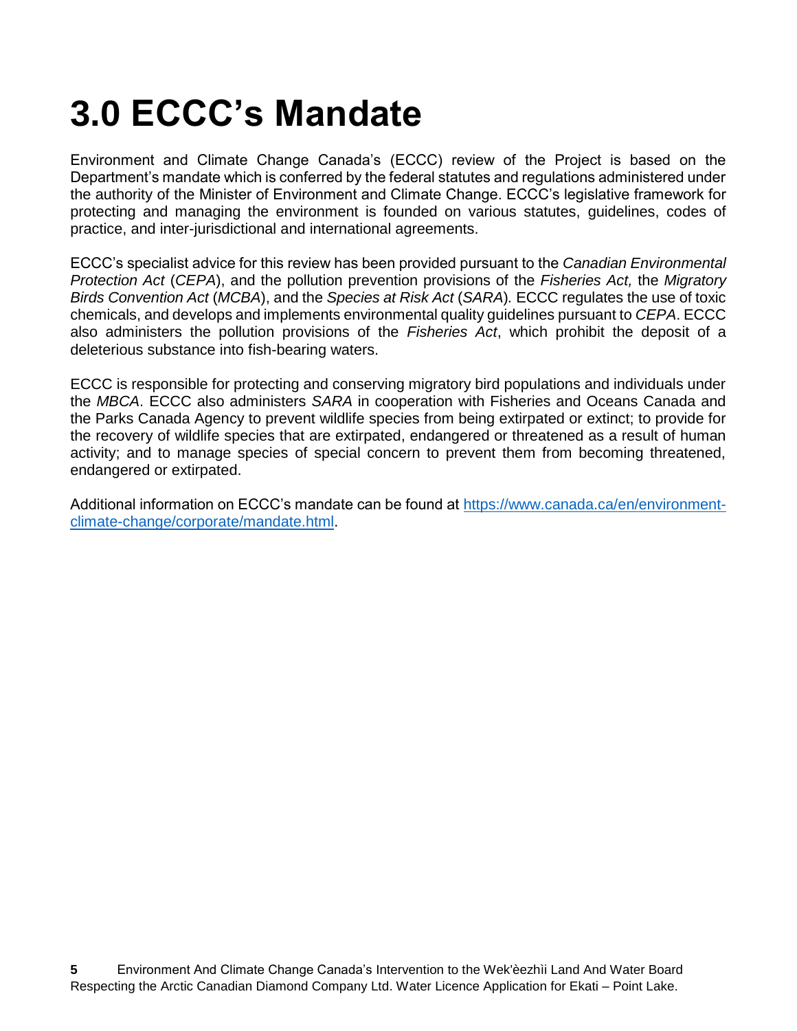# 3.0 ECCC's Mandate

Environment and Climate Change Canada's (ECCC) review of the Project is based on the Department's mandate which is conferred by the federal statutes and regulations administered under the authority of the Minister of Environment and Climate Change. ECCC's legislative framework for protecting and managing the environment is founded on various statutes, guidelines, codes of practice, and inter-jurisdictional and international agreements.

ECCC's specialist advice for this review has been provided pursuant to the *Canadian Environmental Protection Act* (*CEPA*), and the pollution prevention provisions of the *Fisheries Act,* the *Migratory Birds Convention Act* (*MCBA*), and the *Species at Risk Act* (*SARA*)*.* ECCC regulates the use of toxic chemicals, and develops and implements environmental quality guidelines pursuant to *CEPA*. ECCC also administers the pollution provisions of the *Fisheries Act*, which prohibit the deposit of a deleterious substance into fish-bearing waters.

ECCC is responsible for protecting and conserving migratory bird populations and individuals under the *MBCA*. ECCC also administers *SARA* in cooperation with Fisheries and Oceans Canada and the Parks Canada Agency to prevent wildlife species from being extirpated or extinct; to provide for the recovery of wildlife species that are extirpated, endangered or threatened as a result of human activity; and to manage species of special concern to prevent them from becoming threatened, endangered or extirpated.

Additional information on ECCC's mandate can be found at [https://www.canada.ca/en/environment-climate-change/corporate/mandate.html](https://www.canada.ca/en/environment-climate-change/corporate/mandate.html).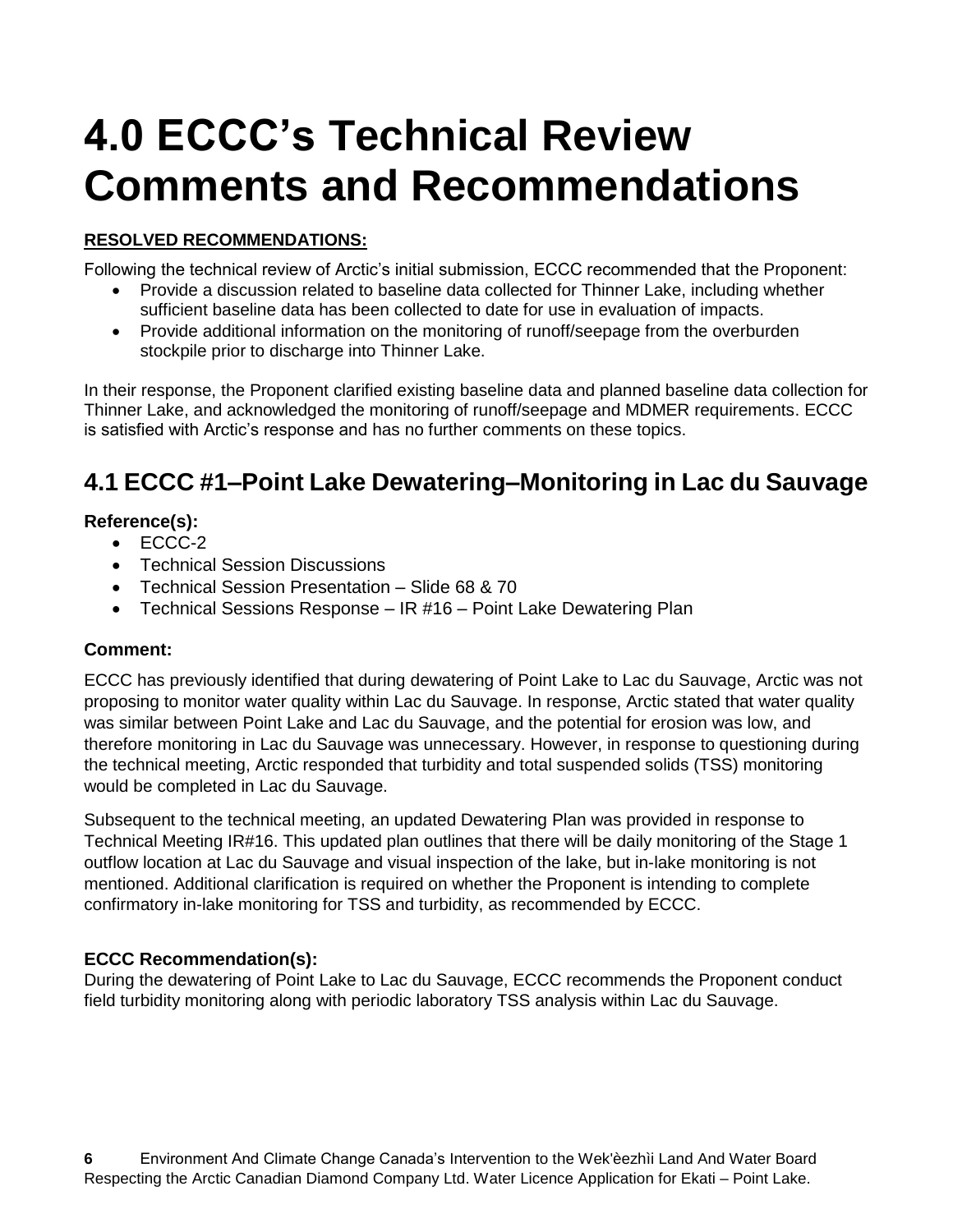# 4.0 ECCC's Technical Review Comments and Recommendations

**RESOLVED RECOMMENDATIONS:**

Following the technical review of Arctic's initial submission, ECCC recommended that the Proponent:

- Provide a discussion related to baseline data collected for Thinner Lake, including whether sufficient baseline data has been collected to date for use in evaluation of impacts.
- Provide additional information on the monitoring of runoff/seepage from the overburden stockpile prior to discharge into Thinner Lake.

In their response, the Proponent clarified existing baseline data and planned baseline data collection for Thinner Lake, and acknowledged the monitoring of runoff/seepage and MDMER requirements. ECCC is satisfied with Arctic's response and has no further comments on these topics.

## 4.1 ECCC #1–Point Lake Dewatering–Monitoring in Lac du Sauvage

**Reference(s):**

- ECCC-2
- Technical Session Discussions
- Technical Session Presentation – Slide 68 & 70
- Technical Sessions Response – IR #16 – Point Lake Dewatering Plan

**Comment:**

ECCC has previously identified that during dewatering of Point Lake to Lac du Sauvage, Arctic was not proposing to monitor water quality within Lac du Sauvage. In response, Arctic stated that water quality was similar between Point Lake and Lac du Sauvage, and the potential for erosion was low, and therefore monitoring in Lac du Sauvage was unnecessary. However, in response to questioning during the technical meeting, Arctic responded that turbidity and total suspended solids (TSS) monitoring would be completed in Lac du Sauvage.

Subsequent to the technical meeting, an updated Dewatering Plan was provided in response to Technical Meeting IR#16. This updated plan outlines that there will be daily monitoring of the Stage 1 outflow location at Lac du Sauvage and visual inspection of the lake, but in-lake monitoring is not mentioned. Additional clarification is required on whether the Proponent is intending to complete confirmatory in-lake monitoring for TSS and turbidity, as recommended by ECCC.

**ECCC Recommendation(s):**

During the dewatering of Point Lake to Lac du Sauvage, ECCC recommends the Proponent conduct field turbidity monitoring along with periodic laboratory TSS analysis within Lac du Sauvage.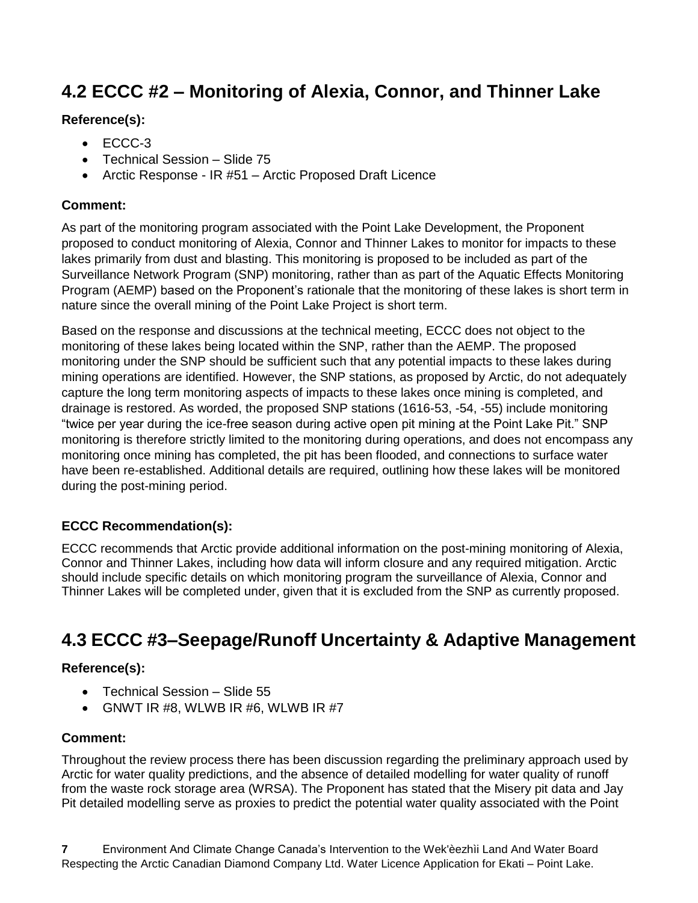## 4.2 ECCC #2 – Monitoring of Alexia, Connor, and Thinner Lake

**Reference(s):**

- ECCC-3
- Technical Session – Slide 75
- Arctic Response - IR #51 – Arctic Proposed Draft Licence

**Comment:**

As part of the monitoring program associated with the Point Lake Development, the Proponent proposed to conduct monitoring of Alexia, Connor and Thinner Lakes to monitor for impacts to these lakes primarily from dust and blasting. This monitoring is proposed to be included as part of the Surveillance Network Program (SNP) monitoring, rather than as part of the Aquatic Effects Monitoring Program (AEMP) based on the Proponent's rationale that the monitoring of these lakes is short term in nature since the overall mining of the Point Lake Project is short term.

Based on the response and discussions at the technical meeting, ECCC does not object to the monitoring of these lakes being located within the SNP, rather than the AEMP. The proposed monitoring under the SNP should be sufficient such that any potential impacts to these lakes during mining operations are identified. However, the SNP stations, as proposed by Arctic, do not adequately capture the long term monitoring aspects of impacts to these lakes once mining is completed, and drainage is restored. As worded, the proposed SNP stations (1616-53, -54, -55) include monitoring "twice per year during the ice-free season during active open pit mining at the Point Lake Pit." SNP monitoring is therefore strictly limited to the monitoring during operations, and does not encompass any monitoring once mining has completed, the pit has been flooded, and connections to surface water have been re-established. Additional details are required, outlining how these lakes will be monitored during the post-mining period.

**ECCC Recommendation(s):**

ECCC recommends that Arctic provide additional information on the post-mining monitoring of Alexia, Connor and Thinner Lakes, including how data will inform closure and any required mitigation. Arctic should include specific details on which monitoring program the surveillance of Alexia, Connor and Thinner Lakes will be completed under, given that it is excluded from the SNP as currently proposed.

## 4.3 ECCC #3–Seepage/Runoff Uncertainty & Adaptive Management

**Reference(s):**

- Technical Session – Slide 55
- GNWT IR #8, WLWB IR #6, WLWB IR #7

**Comment:**

Throughout the review process there has been discussion regarding the preliminary approach used by Arctic for water quality predictions, and the absence of detailed modelling for water quality of runoff from the waste rock storage area (WRSA). The Proponent has stated that the Misery pit data and Jay Pit detailed modelling serve as proxies to predict the potential water quality associated with the Point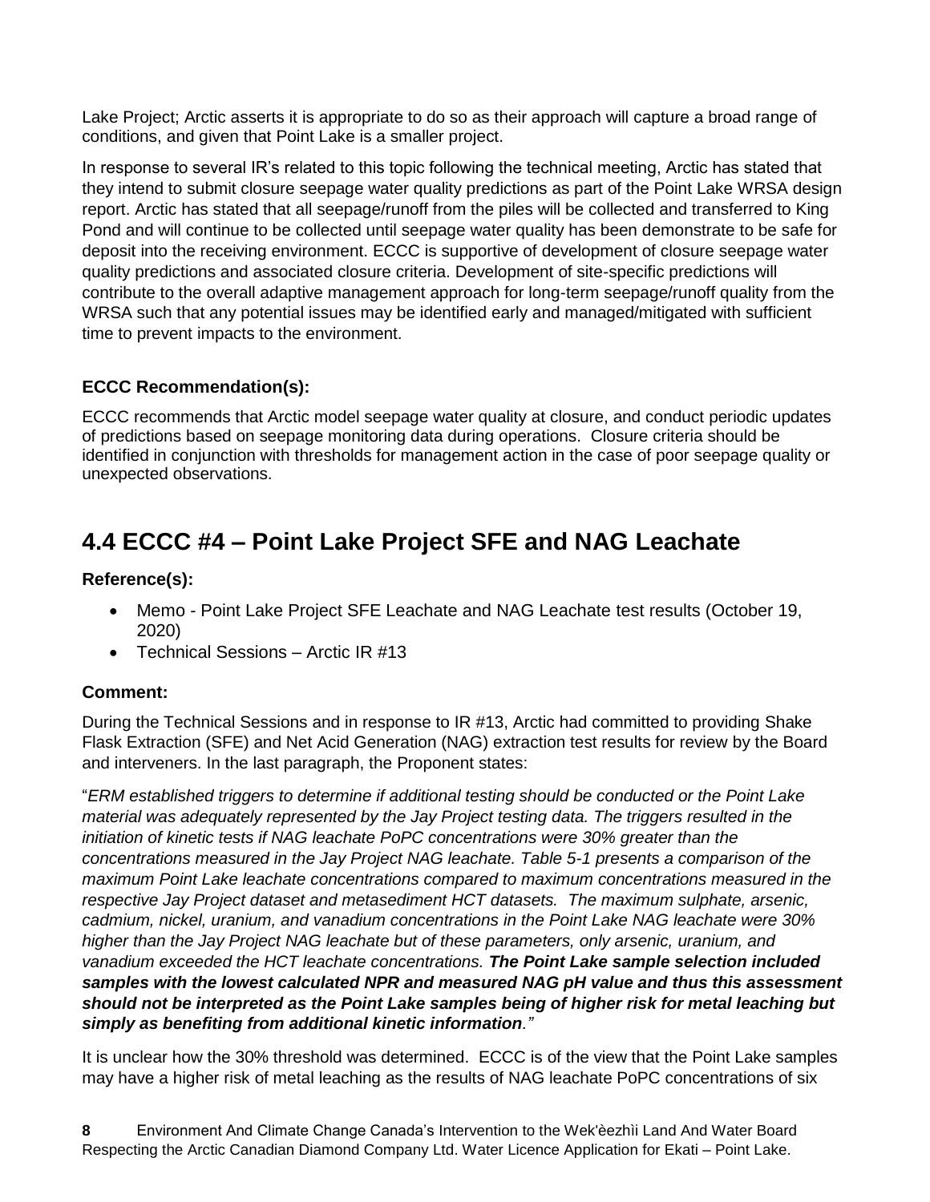Lake Project; Arctic asserts it is appropriate to do so as their approach will capture a broad range of conditions, and given that Point Lake is a smaller project.

In response to several IR's related to this topic following the technical meeting, Arctic has stated that they intend to submit closure seepage water quality predictions as part of the Point Lake WRSA design report. Arctic has stated that all seepage/runoff from the piles will be collected and transferred to King Pond and will continue to be collected until seepage water quality has been demonstrate to be safe for deposit into the receiving environment. ECCC is supportive of development of closure seepage water quality predictions and associated closure criteria. Development of site-specific predictions will contribute to the overall adaptive management approach for long-term seepage/runoff quality from the WRSA such that any potential issues may be identified early and managed/mitigated with sufficient time to prevent impacts to the environment.

### ECCC Recommendation(s):

ECCC recommends that Arctic model seepage water quality at closure, and conduct periodic updates of predictions based on seepage monitoring data during operations. Closure criteria should be identified in conjunction with thresholds for management action in the case of poor seepage quality or unexpected observations.

## 4.4 ECCC #4 – Point Lake Project SFE and NAG Leachate

### Reference(s):

- Memo - Point Lake Project SFE Leachate and NAG Leachate test results (October 19, 2020)
- Technical Sessions – Arctic IR #13

### Comment:

During the Technical Sessions and in response to IR #13, Arctic had committed to providing Shake Flask Extraction (SFE) and Net Acid Generation (NAG) extraction test results for review by the Board and interveners. In the last paragraph, the Proponent states:

"*ERM established triggers to determine if additional testing should be conducted or the Point Lake material was adequately represented by the Jay Project testing data. The triggers resulted in the initiation of kinetic tests if NAG leachate PoPC concentrations were 30% greater than the concentrations measured in the Jay Project NAG leachate. Table 5-1 presents a comparison of the maximum Point Lake leachate concentrations compared to maximum concentrations measured in the respective Jay Project dataset and metasediment HCT datasets. The maximum sulphate, arsenic, cadmium, nickel, uranium, and vanadium concentrations in the Point Lake NAG leachate were 30% higher than the Jay Project NAG leachate but of these parameters, only arsenic, uranium, and vanadium exceeded the HCT leachate concentrations.* ***The Point Lake sample selection included samples with the lowest calculated NPR and measured NAG pH value and thus this assessment should not be interpreted as the Point Lake samples being of higher risk for metal leaching but simply as benefiting from additional kinetic information****."*

It is unclear how the 30% threshold was determined. ECCC is of the view that the Point Lake samples may have a higher risk of metal leaching as the results of NAG leachate PoPC concentrations of six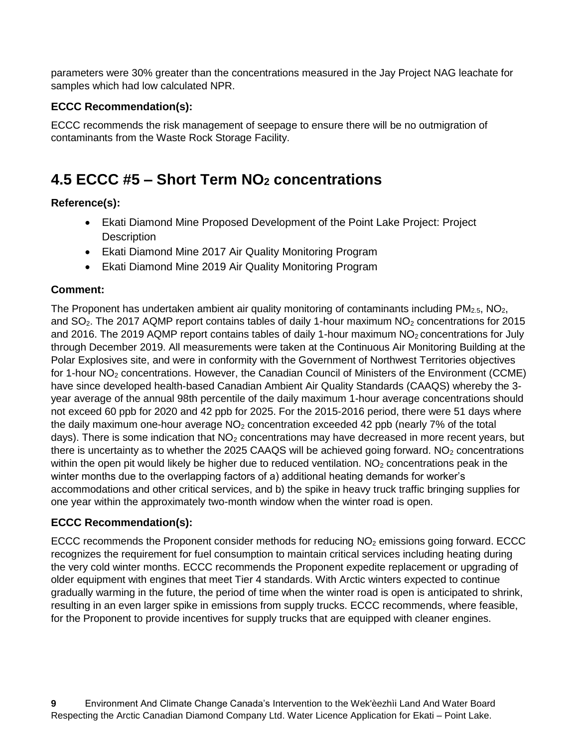parameters were 30% greater than the concentrations measured in the Jay Project NAG leachate for samples which had low calculated NPR.

### ECCC Recommendation(s):

ECCC recommends the risk management of seepage to ensure there will be no outmigration of contaminants from the Waste Rock Storage Facility.

## 4.5 ECCC #5 – Short Term $NO_2$ concentrations

### Reference(s):

- Ekati Diamond Mine Proposed Development of the Point Lake Project: Project Description
- Ekati Diamond Mine 2017 Air Quality Monitoring Program
- Ekati Diamond Mine 2019 Air Quality Monitoring Program

### Comment:

The Proponent has undertaken ambient air quality monitoring of contaminants including $PM_{2.5}$, $NO_2$, and $SO_2$. The 2017 AQMP report contains tables of daily 1-hour maximum $NO_2$ concentrations for 2015 and 2016. The 2019 AQMP report contains tables of daily 1-hour maximum $NO_2$ concentrations for July through December 2019. All measurements were taken at the Continuous Air Monitoring Building at the Polar Explosives site, and were in conformity with the Government of Northwest Territories objectives for 1-hour $NO_2$ concentrations. However, the Canadian Council of Ministers of the Environment (CCME) have since developed health-based Canadian Ambient Air Quality Standards (CAAQS) whereby the 3-year average of the annual 98th percentile of the daily maximum 1-hour average concentrations should not exceed 60 ppb for 2020 and 42 ppb for 2025. For the 2015-2016 period, there were 51 days where the daily maximum one-hour average $NO_2$ concentration exceeded 42 ppb (nearly 7% of the total days). There is some indication that $NO_2$ concentrations may have decreased in more recent years, but there is uncertainty as to whether the 2025 CAAQS will be achieved going forward. $NO_2$ concentrations within the open pit would likely be higher due to reduced ventilation. $NO_2$ concentrations peak in the winter months due to the overlapping factors of a) additional heating demands for worker's accommodations and other critical services, and b) the spike in heavy truck traffic bringing supplies for one year within the approximately two-month window when the winter road is open.

### ECCC Recommendation(s):

ECCC recommends the Proponent consider methods for reducing $NO_2$ emissions going forward. ECCC recognizes the requirement for fuel consumption to maintain critical services including heating during the very cold winter months. ECCC recommends the Proponent expedite replacement or upgrading of older equipment with engines that meet Tier 4 standards. With Arctic winters expected to continue gradually warming in the future, the period of time when the winter road is open is anticipated to shrink, resulting in an even larger spike in emissions from supply trucks. ECCC recommends, where feasible, for the Proponent to provide incentives for supply trucks that are equipped with cleaner engines.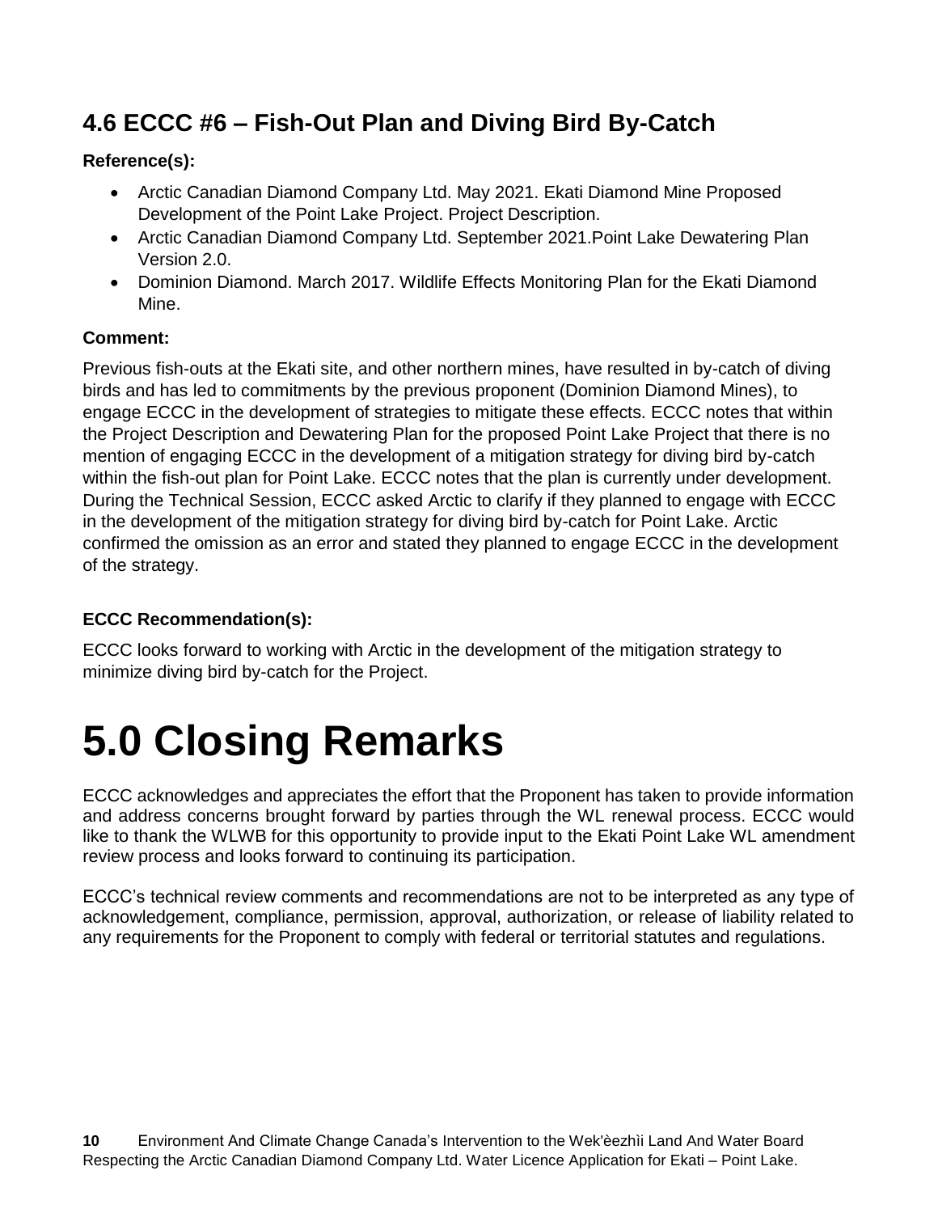## 4.6 ECCC #6 – Fish-Out Plan and Diving Bird By-Catch

**Reference(s):**

- Arctic Canadian Diamond Company Ltd. May 2021. Ekati Diamond Mine Proposed Development of the Point Lake Project. Project Description.
- Arctic Canadian Diamond Company Ltd. September 2021.Point Lake Dewatering Plan Version 2.0.
- Dominion Diamond. March 2017. Wildlife Effects Monitoring Plan for the Ekati Diamond Mine.

**Comment:**

Previous fish-outs at the Ekati site, and other northern mines, have resulted in by-catch of diving birds and has led to commitments by the previous proponent (Dominion Diamond Mines), to engage ECCC in the development of strategies to mitigate these effects. ECCC notes that within the Project Description and Dewatering Plan for the proposed Point Lake Project that there is no mention of engaging ECCC in the development of a mitigation strategy for diving bird by-catch within the fish-out plan for Point Lake. ECCC notes that the plan is currently under development. During the Technical Session, ECCC asked Arctic to clarify if they planned to engage with ECCC in the development of the mitigation strategy for diving bird by-catch for Point Lake. Arctic confirmed the omission as an error and stated they planned to engage ECCC in the development of the strategy.

**ECCC Recommendation(s):**

ECCC looks forward to working with Arctic in the development of the mitigation strategy to minimize diving bird by-catch for the Project.

# 5.0 Closing Remarks

ECCC acknowledges and appreciates the effort that the Proponent has taken to provide information and address concerns brought forward by parties through the WL renewal process. ECCC would like to thank the WLWB for this opportunity to provide input to the Ekati Point Lake WL amendment review process and looks forward to continuing its participation.

ECCC's technical review comments and recommendations are not to be interpreted as any type of acknowledgement, compliance, permission, approval, authorization, or release of liability related to any requirements for the Proponent to comply with federal or territorial statutes and regulations.